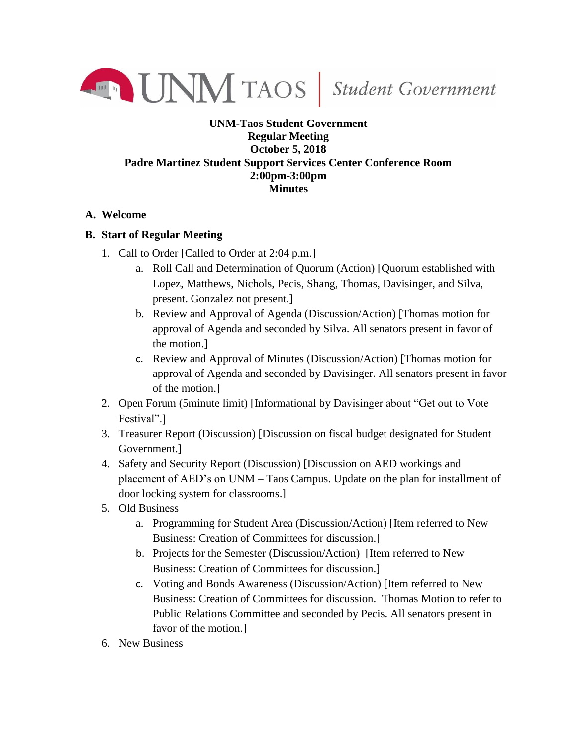UNM TAOS | *Student Government*

**UNM-Taos Student Government**
**Regular Meeting**
**October 5, 2018**
**Padre Martinez Student Support Services Center Conference Room**
**2:00pm-3:00pm**
**Minutes**

**A. Welcome**

**B. Start of Regular Meeting**

1. Call to Order [Called to Order at 2:04 p.m.]
   a. Roll Call and Determination of Quorum (Action) [Quorum established with Lopez, Matthews, Nichols, Pecis, Shang, Thomas, Davisinger, and Silva, present. Gonzalez not present.]
   b. Review and Approval of Agenda (Discussion/Action) [Thomas motion for approval of Agenda and seconded by Silva. All senators present in favor of the motion.]
   c. Review and Approval of Minutes (Discussion/Action) [Thomas motion for approval of Agenda and seconded by Davisinger. All senators present in favor of the motion.]
2. Open Forum (5minute limit) [Informational by Davisinger about "Get out to Vote Festival".]
3. Treasurer Report (Discussion) [Discussion on fiscal budget designated for Student Government.]
4. Safety and Security Report (Discussion) [Discussion on AED workings and placement of AED's on UNM – Taos Campus. Update on the plan for installment of door locking system for classrooms.]
5. Old Business
   a. Programming for Student Area (Discussion/Action) [Item referred to New Business: Creation of Committees for discussion.]
   b. Projects for the Semester (Discussion/Action) [Item referred to New Business: Creation of Committees for discussion.]
   c. Voting and Bonds Awareness (Discussion/Action) [Item referred to New Business: Creation of Committees for discussion. Thomas Motion to refer to Public Relations Committee and seconded by Pecis. All senators present in favor of the motion.]
6. New Business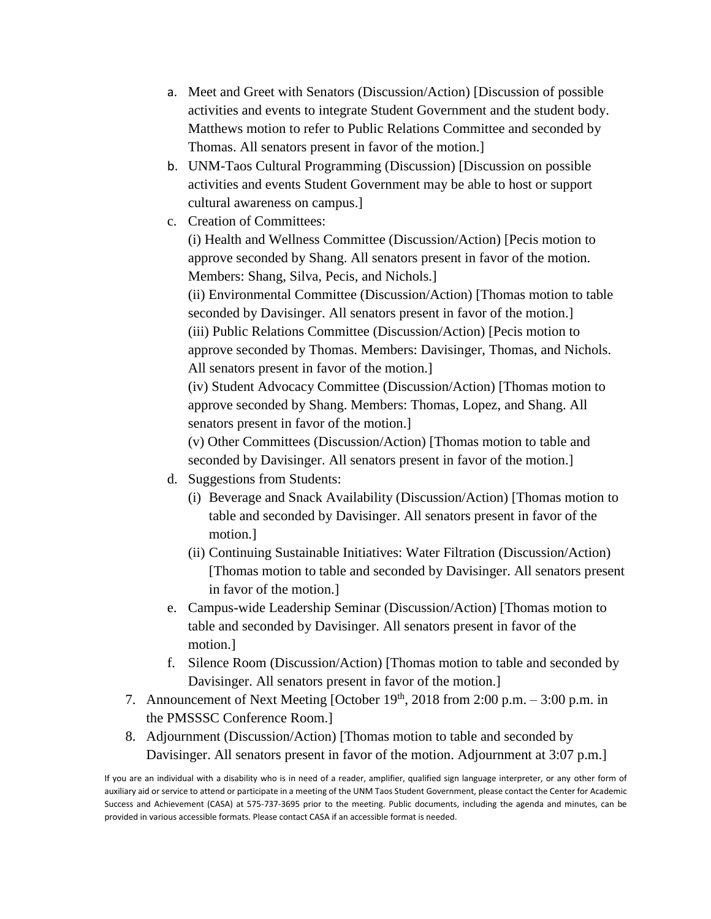a. Meet and Greet with Senators (Discussion/Action) [Discussion of possible activities and events to integrate Student Government and the student body. Matthews motion to refer to Public Relations Committee and seconded by Thomas. All senators present in favor of the motion.]

b. UNM-Taos Cultural Programming (Discussion) [Discussion on possible activities and events Student Government may be able to host or support cultural awareness on campus.]

c. Creation of Committees:

   (i) Health and Wellness Committee (Discussion/Action) [Pecis motion to approve seconded by Shang. All senators present in favor of the motion. Members: Shang, Silva, Pecis, and Nichols.]

   (ii) Environmental Committee (Discussion/Action) [Thomas motion to table seconded by Davisinger. All senators present in favor of the motion.]

   (iii) Public Relations Committee (Discussion/Action) [Pecis motion to approve seconded by Thomas. Members: Davisinger, Thomas, and Nichols. All senators present in favor of the motion.]

   (iv) Student Advocacy Committee (Discussion/Action) [Thomas motion to approve seconded by Shang. Members: Thomas, Lopez, and Shang. All senators present in favor of the motion.]

   (v) Other Committees (Discussion/Action) [Thomas motion to table and seconded by Davisinger. All senators present in favor of the motion.]

d. Suggestions from Students:

   (i) Beverage and Snack Availability (Discussion/Action) [Thomas motion to table and seconded by Davisinger. All senators present in favor of the motion.]

   (ii) Continuing Sustainable Initiatives: Water Filtration (Discussion/Action) [Thomas motion to table and seconded by Davisinger. All senators present in favor of the motion.]

e. Campus-wide Leadership Seminar (Discussion/Action) [Thomas motion to table and seconded by Davisinger. All senators present in favor of the motion.]

f. Silence Room (Discussion/Action) [Thomas motion to table and seconded by Davisinger. All senators present in favor of the motion.]

7. Announcement of Next Meeting [October 19th, 2018 from 2:00 p.m. – 3:00 p.m. in the PMSSSC Conference Room.]

8. Adjournment (Discussion/Action) [Thomas motion to table and seconded by Davisinger. All senators present in favor of the motion. Adjournment at 3:07 p.m.]

If you are an individual with a disability who is in need of a reader, amplifier, qualified sign language interpreter, or any other form of auxiliary aid or service to attend or participate in a meeting of the UNM Taos Student Government, please contact the Center for Academic Success and Achievement (CASA) at 575-737-3695 prior to the meeting. Public documents, including the agenda and minutes, can be provided in various accessible formats. Please contact CASA if an accessible format is needed.